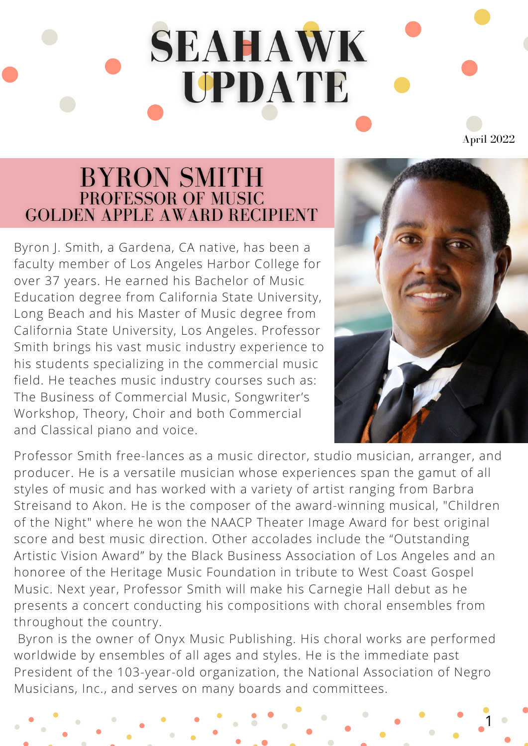# SEAHAWK UPDATE

April 2022

## BYRON SMITH
### PROFESSOR OF MUSIC
### GOLDEN APPLE AWARD RECIPIENT

Byron J. Smith, a Gardena, CA native, has been a faculty member of Los Angeles Harbor College for over 37 years. He earned his Bachelor of Music Education degree from California State University, Long Beach and his Master of Music degree from California State University, Los Angeles. Professor Smith brings his vast music industry experience to his students specializing in the commercial music field. He teaches music industry courses such as: The Business of Commercial Music, Songwriter's Workshop, Theory, Choir and both Commercial and Classical piano and voice.

Professor Smith free-lances as a music director, studio musician, arranger, and producer. He is a versatile musician whose experiences span the gamut of all styles of music and has worked with a variety of artist ranging from Barbra Streisand to Akon. He is the composer of the award-winning musical, "Children of the Night" where he won the NAACP Theater Image Award for best original score and best music direction. Other accolades include the "Outstanding Artistic Vision Award" by the Black Business Association of Los Angeles and an honoree of the Heritage Music Foundation in tribute to West Coast Gospel Music. Next year, Professor Smith will make his Carnegie Hall debut as he presents a concert conducting his compositions with choral ensembles from throughout the country.

Byron is the owner of Onyx Music Publishing. His choral works are performed worldwide by ensembles of all ages and styles. He is the immediate past President of the 103-year-old organization, the National Association of Negro Musicians, Inc., and serves on many boards and committees.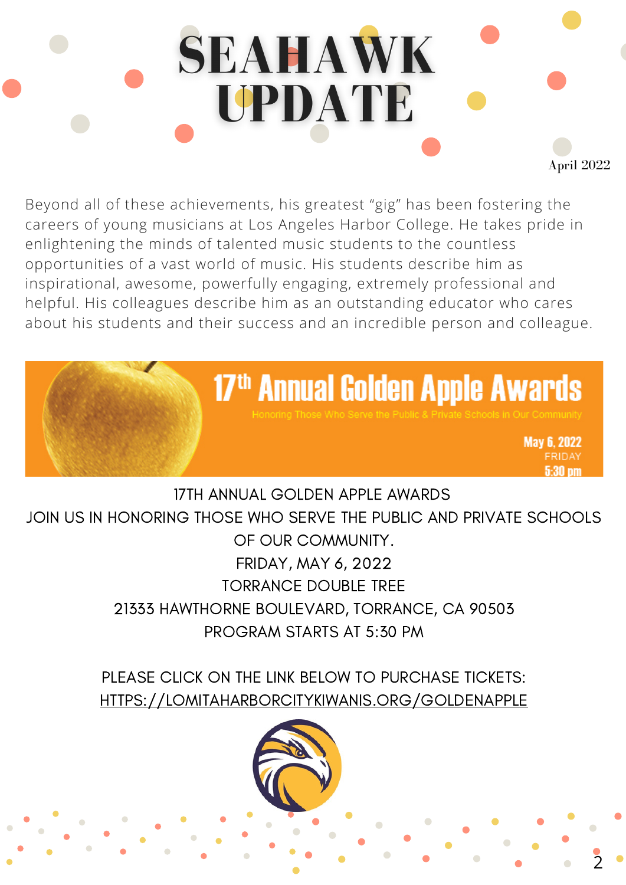# SEAHAWK UPDATE

April 2022

Beyond all of these achievements, his greatest "gig" has been fostering the careers of young musicians at Los Angeles Harbor College. He takes pride in enlightening the minds of talented music students to the countless opportunities of a vast world of music. His students describe him as inspirational, awesome, powerfully engaging, extremely professional and helpful. His colleagues describe him as an outstanding educator who cares about his students and their success and an incredible person and colleague.

17th Annual Golden Apple Awards

Honoring Those Who Serve the Public & Private Schools in Our Community

May 6, 2022
FRIDAY
5:30 pm

17TH ANNUAL GOLDEN APPLE AWARDS

JOIN US IN HONORING THOSE WHO SERVE THE PUBLIC AND PRIVATE SCHOOLS OF OUR COMMUNITY.

FRIDAY, MAY 6, 2022

TORRANCE DOUBLE TREE

21333 HAWTHORNE BOULEVARD, TORRANCE, CA 90503

PROGRAM STARTS AT 5:30 PM

PLEASE CLICK ON THE LINK BELOW TO PURCHASE TICKETS:

HTTPS://LOMITAHARBORCITYKIWANIS.ORG/GOLDENAPPLE